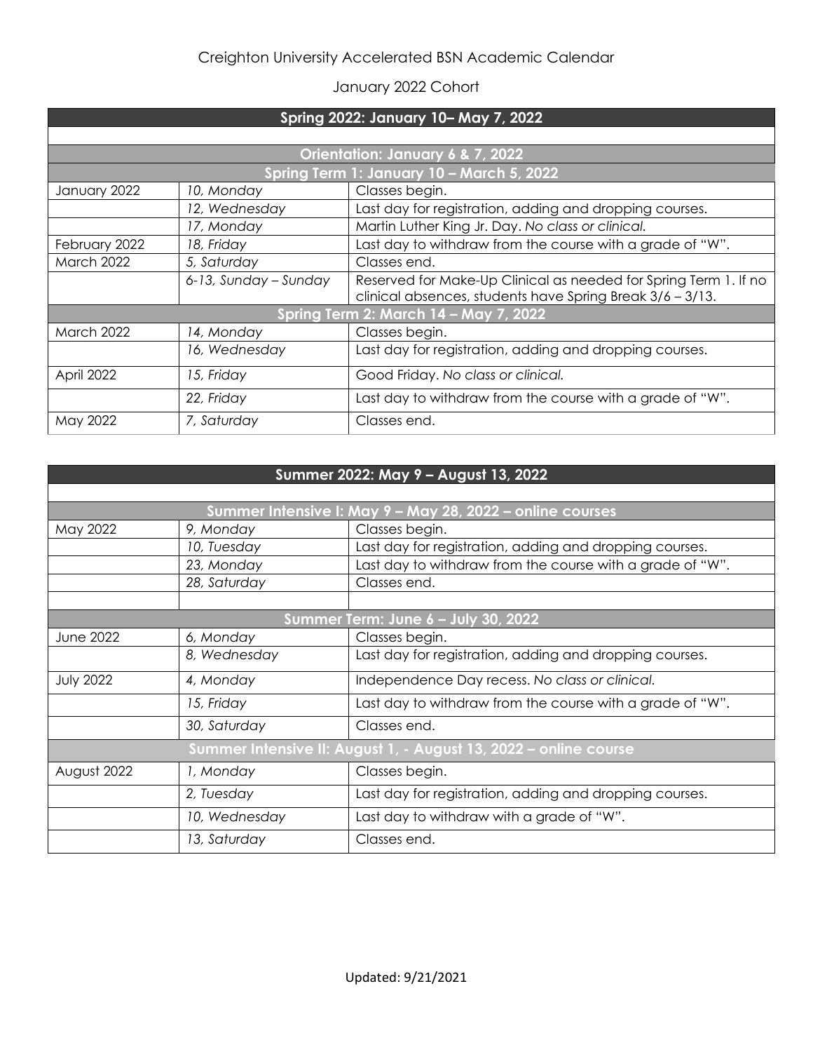# Creighton University Accelerated BSN Academic Calendar

## January 2022 Cohort

| Spring 2022: January 10– May 7, 2022 | | |
|---|---|---|
| **Orientation: January 6 & 7, 2022** | | |
| **Spring Term 1: January 10 – March 5, 2022** | | |
| January 2022 | *10, Monday* | Classes begin. |
| | *12, Wednesday* | Last day for registration, adding and dropping courses. |
| | *17, Monday* | Martin Luther King Jr. Day. *No class or clinical.* |
| February 2022 | *18, Friday* | Last day to withdraw from the course with a grade of "W". |
| March 2022 | *5, Saturday* | Classes end. |
| | *6-13, Sunday – Sunday* | Reserved for Make-Up Clinical as needed for Spring Term 1. If no clinical absences, students have Spring Break 3/6 – 3/13. |
| **Spring Term 2: March 14 – May 7, 2022** | | |
| March 2022 | *14, Monday* | Classes begin. |
| | *16, Wednesday* | Last day for registration, adding and dropping courses. |
| April 2022 | *15, Friday* | Good Friday. *No class or clinical.* |
| | *22, Friday* | Last day to withdraw from the course with a grade of "W". |
| May 2022 | *7, Saturday* | Classes end. |

| Summer 2022: May 9 – August 13, 2022 | | |
|---|---|---|
| **Summer Intensive I: May 9 – May 28, 2022 – online courses** | | |
| May 2022 | *9, Monday* | Classes begin. |
| | *10, Tuesday* | Last day for registration, adding and dropping courses. |
| | *23, Monday* | Last day to withdraw from the course with a grade of "W". |
| | *28, Saturday* | Classes end. |
| | | |
| **Summer Term: June 6 – July 30, 2022** | | |
| June 2022 | *6, Monday* | Classes begin. |
| | *8, Wednesday* | Last day for registration, adding and dropping courses. |
| July 2022 | *4, Monday* | Independence Day recess. *No class or clinical.* |
| | *15, Friday* | Last day to withdraw from the course with a grade of "W". |
| | *30, Saturday* | Classes end. |
| **Summer Intensive II: August 1, - August 13, 2022 – online course** | | |
| August 2022 | *1, Monday* | Classes begin. |
| | *2, Tuesday* | Last day for registration, adding and dropping courses. |
| | *10, Wednesday* | Last day to withdraw with a grade of "W". |
| | *13, Saturday* | Classes end. |

Updated: 9/21/2021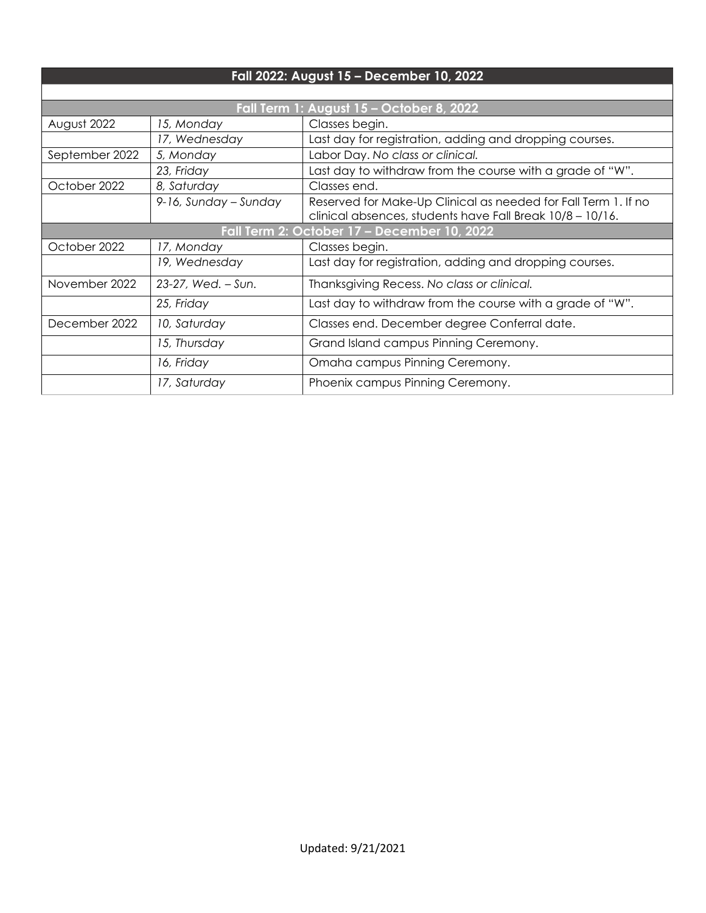| Fall 2022: August 15 – December 10, 2022 | | |
|---|---|---|
| Fall Term 1: August 15 – October 8, 2022 | | |
| August 2022 | *15, Monday* | Classes begin. |
| | *17, Wednesday* | Last day for registration, adding and dropping courses. |
| September 2022 | *5, Monday* | Labor Day. *No class or clinical.* |
| | *23, Friday* | Last day to withdraw from the course with a grade of "W". |
| October 2022 | *8, Saturday* | Classes end. |
| | *9-16, Sunday – Sunday* | Reserved for Make-Up Clinical as needed for Fall Term 1. If no clinical absences, students have Fall Break 10/8 – 10/16. |
| Fall Term 2: October 17 – December 10, 2022 | | |
| October 2022 | *17, Monday* | Classes begin. |
| | *19, Wednesday* | Last day for registration, adding and dropping courses. |
| November 2022 | *23-27, Wed. – Sun.* | Thanksgiving Recess. *No class or clinical.* |
| | *25, Friday* | Last day to withdraw from the course with a grade of "W". |
| December 2022 | *10, Saturday* | Classes end. December degree Conferral date. |
| | *15, Thursday* | Grand Island campus Pinning Ceremony. |
| | *16, Friday* | Omaha campus Pinning Ceremony. |
| | *17, Saturday* | Phoenix campus Pinning Ceremony. |

Updated: 9/21/2021